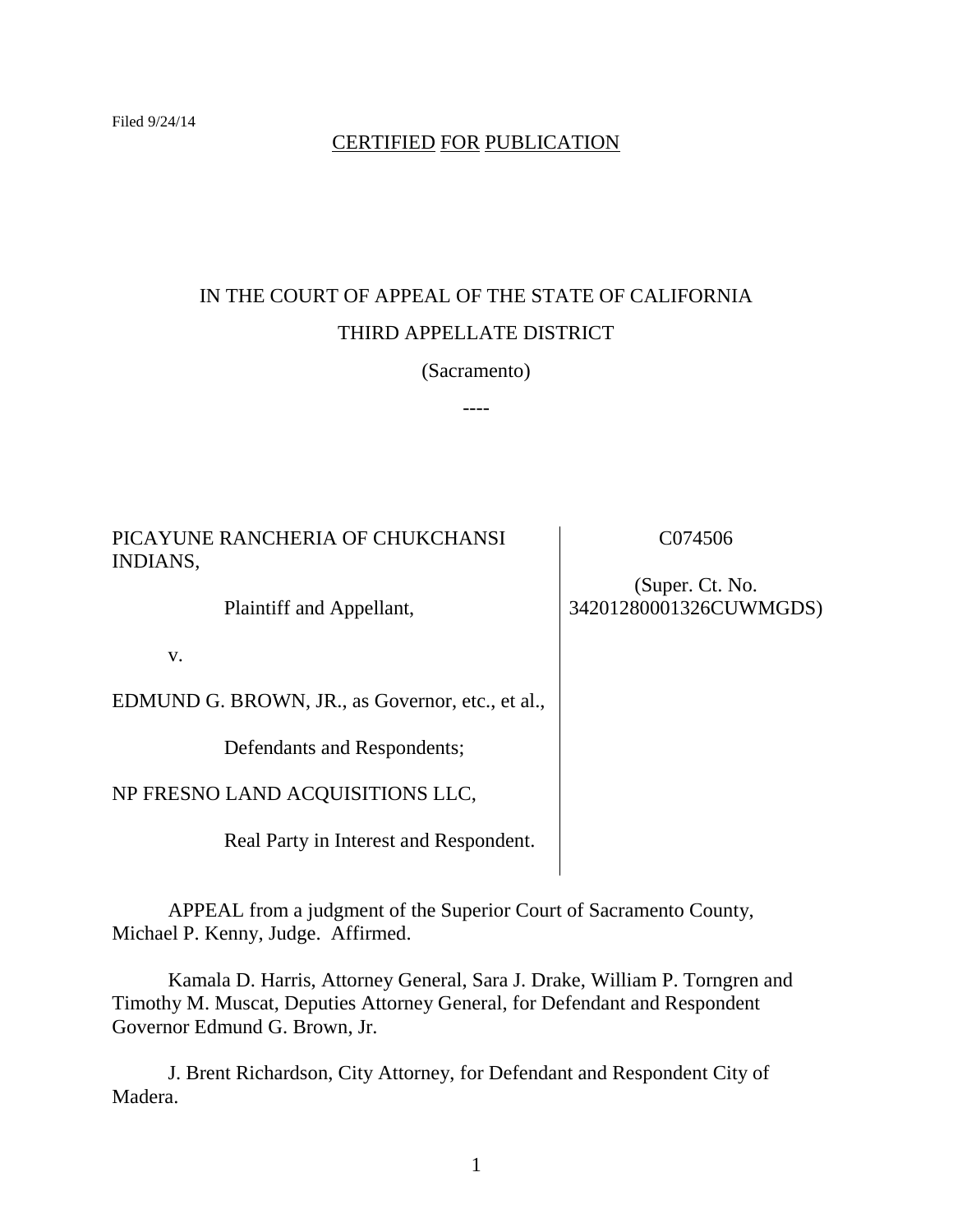Filed 9/24/14

CERTIFIED FOR PUBLICATION

IN THE COURT OF APPEAL OF THE STATE OF CALIFORNIA

THIRD APPELLATE DISTRICT

(Sacramento)

----

| | |
|---|---|
| PICAYUNE RANCHERIA OF CHUKCHANSI INDIANS,<br><br>Plaintiff and Appellant,<br><br>v.<br><br>EDMUND G. BROWN, JR., as Governor, etc., et al.,<br><br>Defendants and Respondents;<br><br>NP FRESNO LAND ACQUISITIONS LLC,<br><br>Real Party in Interest and Respondent. | C074506<br><br>(Super. Ct. No. 34201280001326CUWMGDS) |

APPEAL from a judgment of the Superior Court of Sacramento County, Michael P. Kenny, Judge. Affirmed.

Kamala D. Harris, Attorney General, Sara J. Drake, William P. Torngren and Timothy M. Muscat, Deputies Attorney General, for Defendant and Respondent Governor Edmund G. Brown, Jr.

J. Brent Richardson, City Attorney, for Defendant and Respondent City of Madera.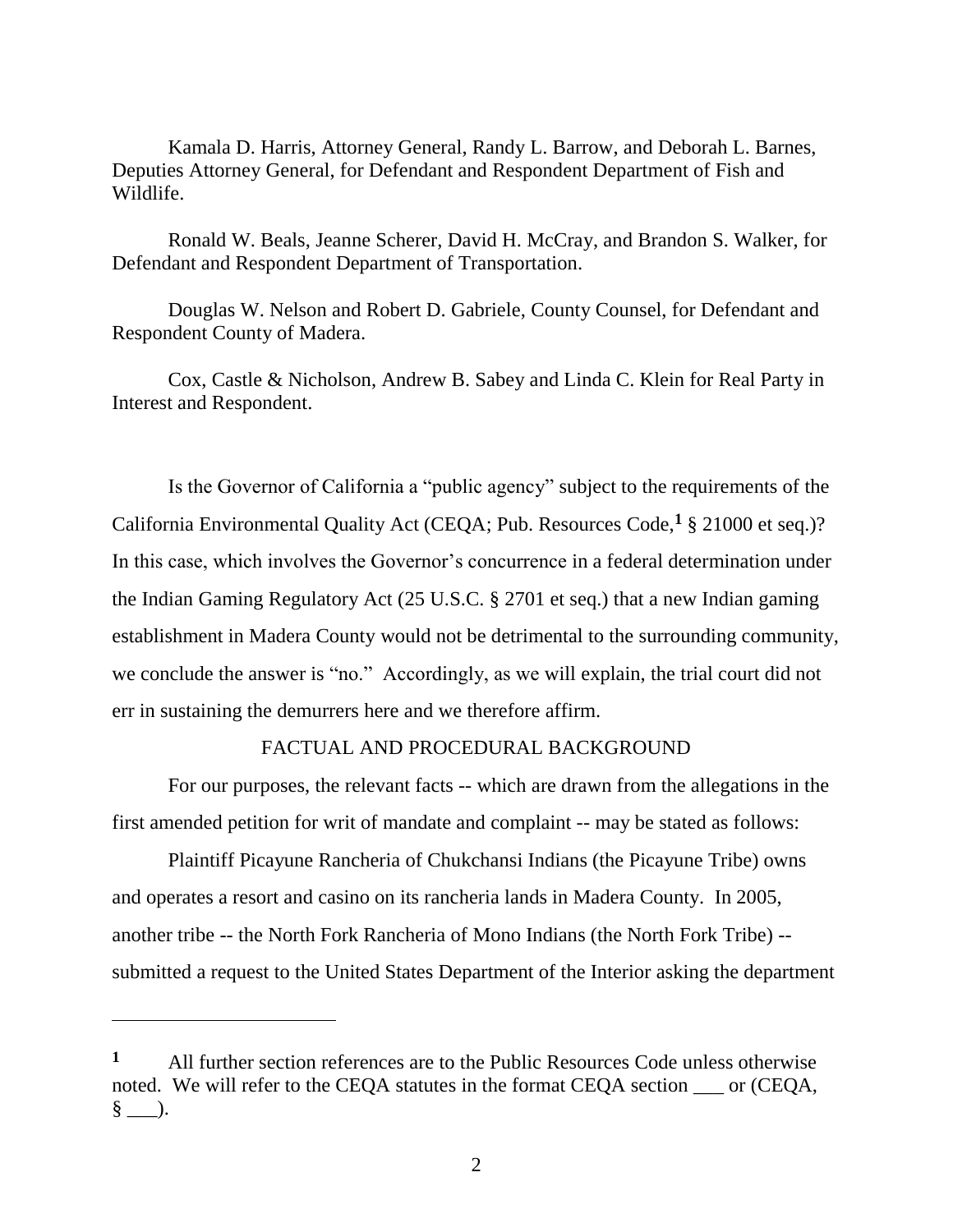Kamala D. Harris, Attorney General, Randy L. Barrow, and Deborah L. Barnes, Deputies Attorney General, for Defendant and Respondent Department of Fish and Wildlife.

Ronald W. Beals, Jeanne Scherer, David H. McCray, and Brandon S. Walker, for Defendant and Respondent Department of Transportation.

Douglas W. Nelson and Robert D. Gabriele, County Counsel, for Defendant and Respondent County of Madera.

Cox, Castle & Nicholson, Andrew B. Sabey and Linda C. Klein for Real Party in Interest and Respondent.

Is the Governor of California a "public agency" subject to the requirements of the California Environmental Quality Act (CEQA; Pub. Resources Code,[1] § 21000 et seq.)? In this case, which involves the Governor's concurrence in a federal determination under the Indian Gaming Regulatory Act (25 U.S.C. § 2701 et seq.) that a new Indian gaming establishment in Madera County would not be detrimental to the surrounding community, we conclude the answer is "no." Accordingly, as we will explain, the trial court did not err in sustaining the demurrers here and we therefore affirm.

## FACTUAL AND PROCEDURAL BACKGROUND

For our purposes, the relevant facts -- which are drawn from the allegations in the first amended petition for writ of mandate and complaint -- may be stated as follows:

Plaintiff Picayune Rancheria of Chukchansi Indians (the Picayune Tribe) owns and operates a resort and casino on its rancheria lands in Madera County. In 2005, another tribe -- the North Fork Rancheria of Mono Indians (the North Fork Tribe) -- submitted a request to the United States Department of the Interior asking the department

---

[1] All further section references are to the Public Resources Code unless otherwise noted. We will refer to the CEQA statutes in the format CEQA section ___ or (CEQA, § ___).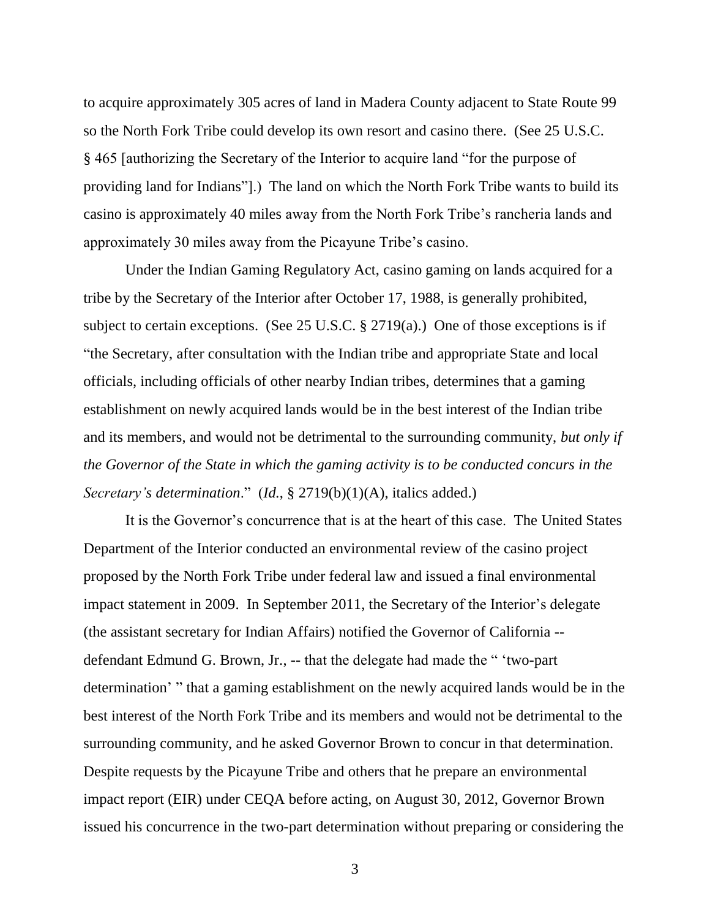to acquire approximately 305 acres of land in Madera County adjacent to State Route 99 so the North Fork Tribe could develop its own resort and casino there. (See 25 U.S.C. § 465 [authorizing the Secretary of the Interior to acquire land "for the purpose of providing land for Indians"].) The land on which the North Fork Tribe wants to build its casino is approximately 40 miles away from the North Fork Tribe's rancheria lands and approximately 30 miles away from the Picayune Tribe's casino.

Under the Indian Gaming Regulatory Act, casino gaming on lands acquired for a tribe by the Secretary of the Interior after October 17, 1988, is generally prohibited, subject to certain exceptions. (See 25 U.S.C. § 2719(a).) One of those exceptions is if "the Secretary, after consultation with the Indian tribe and appropriate State and local officials, including officials of other nearby Indian tribes, determines that a gaming establishment on newly acquired lands would be in the best interest of the Indian tribe and its members, and would not be detrimental to the surrounding community, *but only if the Governor of the State in which the gaming activity is to be conducted concurs in the Secretary's determination*." (*Id.*, § 2719(b)(1)(A), italics added.)

It is the Governor's concurrence that is at the heart of this case. The United States Department of the Interior conducted an environmental review of the casino project proposed by the North Fork Tribe under federal law and issued a final environmental impact statement in 2009. In September 2011, the Secretary of the Interior's delegate (the assistant secretary for Indian Affairs) notified the Governor of California -- defendant Edmund G. Brown, Jr., -- that the delegate had made the " 'two-part determination' " that a gaming establishment on the newly acquired lands would be in the best interest of the North Fork Tribe and its members and would not be detrimental to the surrounding community, and he asked Governor Brown to concur in that determination. Despite requests by the Picayune Tribe and others that he prepare an environmental impact report (EIR) under CEQA before acting, on August 30, 2012, Governor Brown issued his concurrence in the two-part determination without preparing or considering the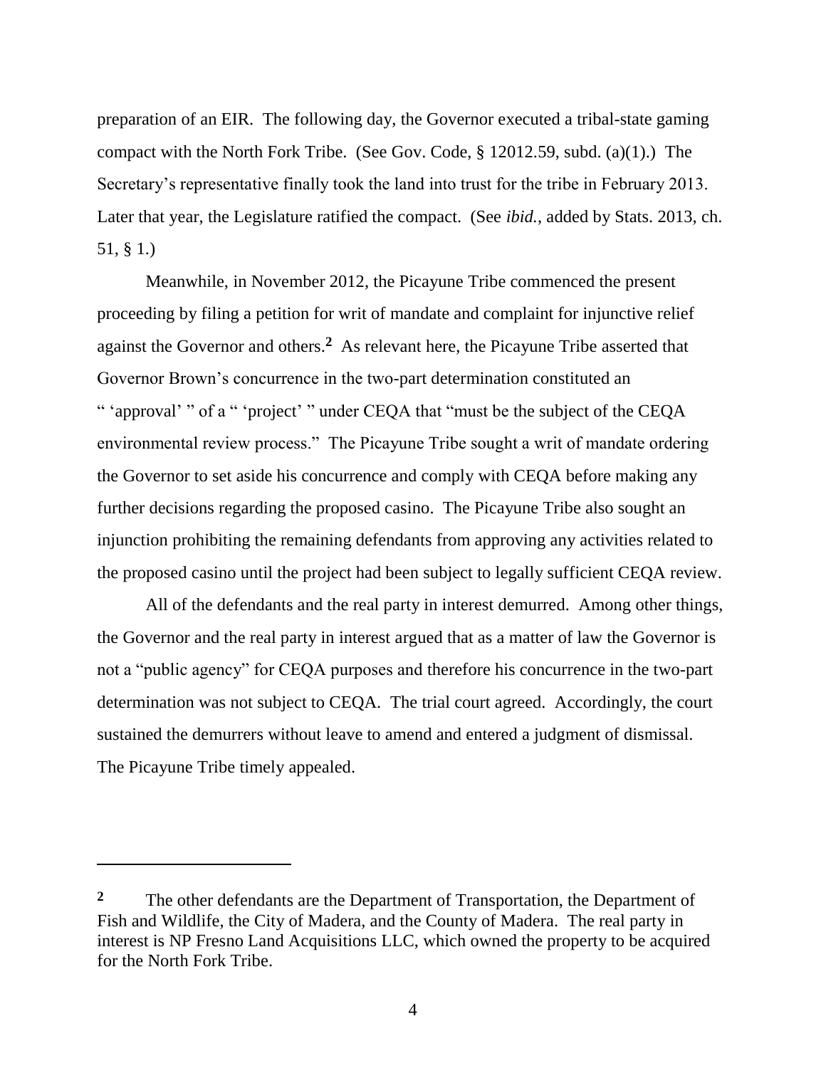preparation of an EIR. The following day, the Governor executed a tribal-state gaming compact with the North Fork Tribe. (See Gov. Code, § 12012.59, subd. (a)(1).) The Secretary's representative finally took the land into trust for the tribe in February 2013. Later that year, the Legislature ratified the compact. (See *ibid.*, added by Stats. 2013, ch. 51, § 1.)

Meanwhile, in November 2012, the Picayune Tribe commenced the present proceeding by filing a petition for writ of mandate and complaint for injunctive relief against the Governor and others.[2] As relevant here, the Picayune Tribe asserted that Governor Brown's concurrence in the two-part determination constituted an " 'approval' " of a " 'project' " under CEQA that "must be the subject of the CEQA environmental review process." The Picayune Tribe sought a writ of mandate ordering the Governor to set aside his concurrence and comply with CEQA before making any further decisions regarding the proposed casino. The Picayune Tribe also sought an injunction prohibiting the remaining defendants from approving any activities related to the proposed casino until the project had been subject to legally sufficient CEQA review.

All of the defendants and the real party in interest demurred. Among other things, the Governor and the real party in interest argued that as a matter of law the Governor is not a "public agency" for CEQA purposes and therefore his concurrence in the two-part determination was not subject to CEQA. The trial court agreed. Accordingly, the court sustained the demurrers without leave to amend and entered a judgment of dismissal. The Picayune Tribe timely appealed.

---

[2] The other defendants are the Department of Transportation, the Department of Fish and Wildlife, the City of Madera, and the County of Madera. The real party in interest is NP Fresno Land Acquisitions LLC, which owned the property to be acquired for the North Fork Tribe.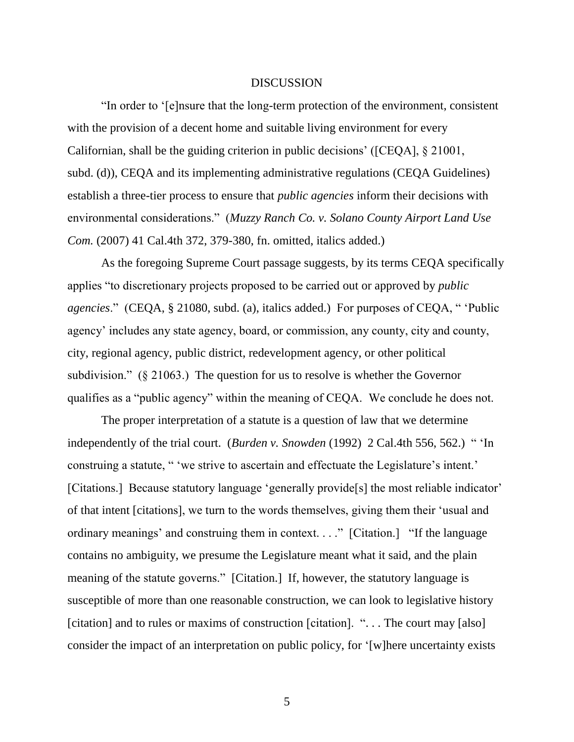DISCUSSION

"In order to '[e]nsure that the long-term protection of the environment, consistent with the provision of a decent home and suitable living environment for every Californian, shall be the guiding criterion in public decisions' ([CEQA], § 21001, subd. (d)), CEQA and its implementing administrative regulations (CEQA Guidelines) establish a three-tier process to ensure that *public agencies* inform their decisions with environmental considerations." (*Muzzy Ranch Co. v. Solano County Airport Land Use Com.* (2007) 41 Cal.4th 372, 379-380, fn. omitted, italics added.)

As the foregoing Supreme Court passage suggests, by its terms CEQA specifically applies "to discretionary projects proposed to be carried out or approved by *public agencies*." (CEQA, § 21080, subd. (a), italics added.) For purposes of CEQA, " 'Public agency' includes any state agency, board, or commission, any county, city and county, city, regional agency, public district, redevelopment agency, or other political subdivision." (§ 21063.) The question for us to resolve is whether the Governor qualifies as a "public agency" within the meaning of CEQA. We conclude he does not.

The proper interpretation of a statute is a question of law that we determine independently of the trial court. (*Burden v. Snowden* (1992) 2 Cal.4th 556, 562.) " 'In construing a statute, " 'we strive to ascertain and effectuate the Legislature's intent.' [Citations.] Because statutory language 'generally provide[s] the most reliable indicator' of that intent [citations], we turn to the words themselves, giving them their 'usual and ordinary meanings' and construing them in context. . . ." [Citation.] "If the language contains no ambiguity, we presume the Legislature meant what it said, and the plain meaning of the statute governs." [Citation.] If, however, the statutory language is susceptible of more than one reasonable construction, we can look to legislative history [citation] and to rules or maxims of construction [citation]. ". . . The court may [also] consider the impact of an interpretation on public policy, for '[w]here uncertainty exists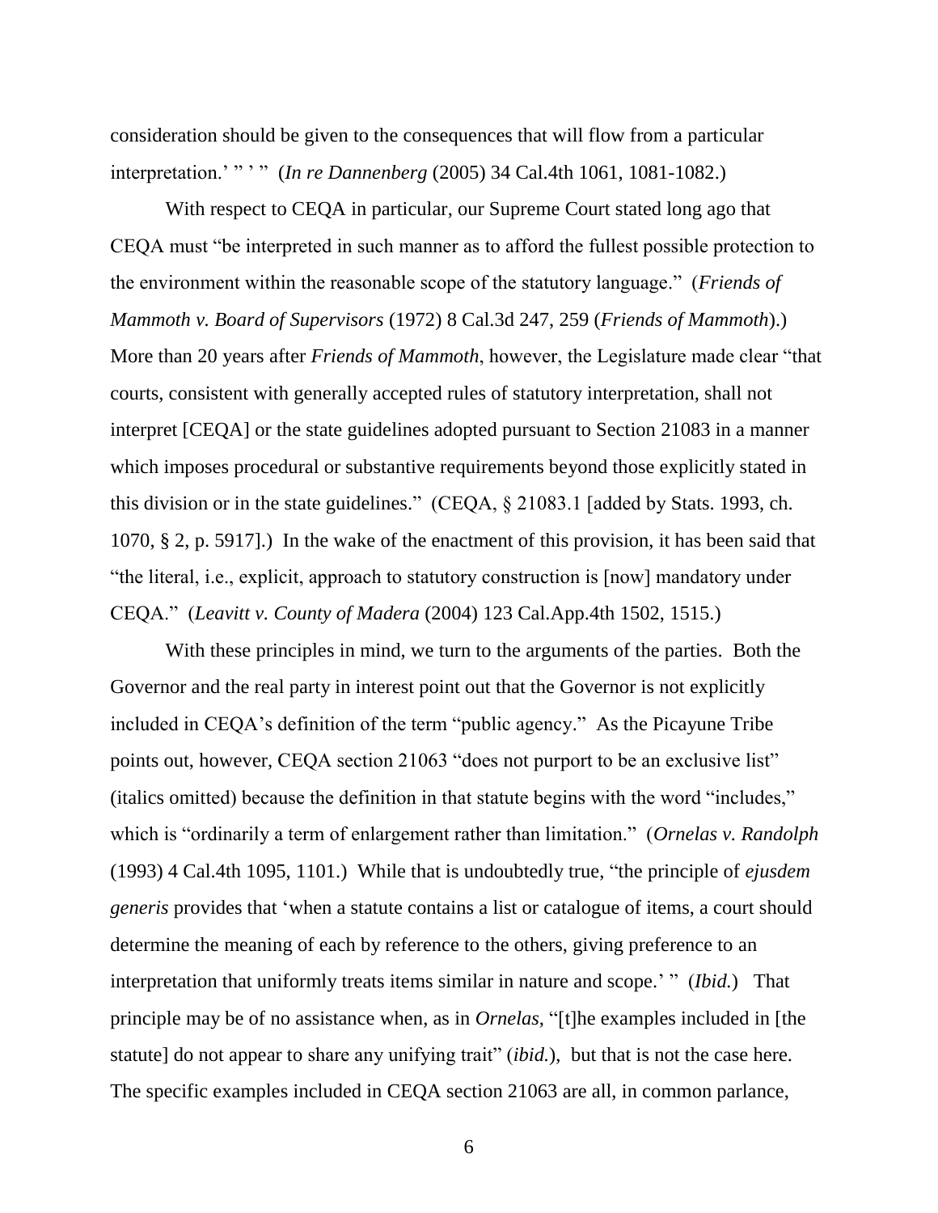consideration should be given to the consequences that will flow from a particular interpretation.' " ' " (*In re Dannenberg* (2005) 34 Cal.4th 1061, 1081-1082.)

With respect to CEQA in particular, our Supreme Court stated long ago that CEQA must "be interpreted in such manner as to afford the fullest possible protection to the environment within the reasonable scope of the statutory language." (*Friends of Mammoth v. Board of Supervisors* (1972) 8 Cal.3d 247, 259 (*Friends of Mammoth*).) More than 20 years after *Friends of Mammoth*, however, the Legislature made clear "that courts, consistent with generally accepted rules of statutory interpretation, shall not interpret [CEQA] or the state guidelines adopted pursuant to Section 21083 in a manner which imposes procedural or substantive requirements beyond those explicitly stated in this division or in the state guidelines." (CEQA, § 21083.1 [added by Stats. 1993, ch. 1070, § 2, p. 5917].) In the wake of the enactment of this provision, it has been said that "the literal, i.e., explicit, approach to statutory construction is [now] mandatory under CEQA." (*Leavitt v. County of Madera* (2004) 123 Cal.App.4th 1502, 1515.)

With these principles in mind, we turn to the arguments of the parties. Both the Governor and the real party in interest point out that the Governor is not explicitly included in CEQA's definition of the term "public agency." As the Picayune Tribe points out, however, CEQA section 21063 "does not purport to be an exclusive list" (italics omitted) because the definition in that statute begins with the word "includes," which is "ordinarily a term of enlargement rather than limitation." (*Ornelas v. Randolph* (1993) 4 Cal.4th 1095, 1101.) While that is undoubtedly true, "the principle of *ejusdem generis* provides that 'when a statute contains a list or catalogue of items, a court should determine the meaning of each by reference to the others, giving preference to an interpretation that uniformly treats items similar in nature and scope.' " (*Ibid.*) That principle may be of no assistance when, as in *Ornelas*, "[t]he examples included in [the statute] do not appear to share any unifying trait" (*ibid.*), but that is not the case here. The specific examples included in CEQA section 21063 are all, in common parlance,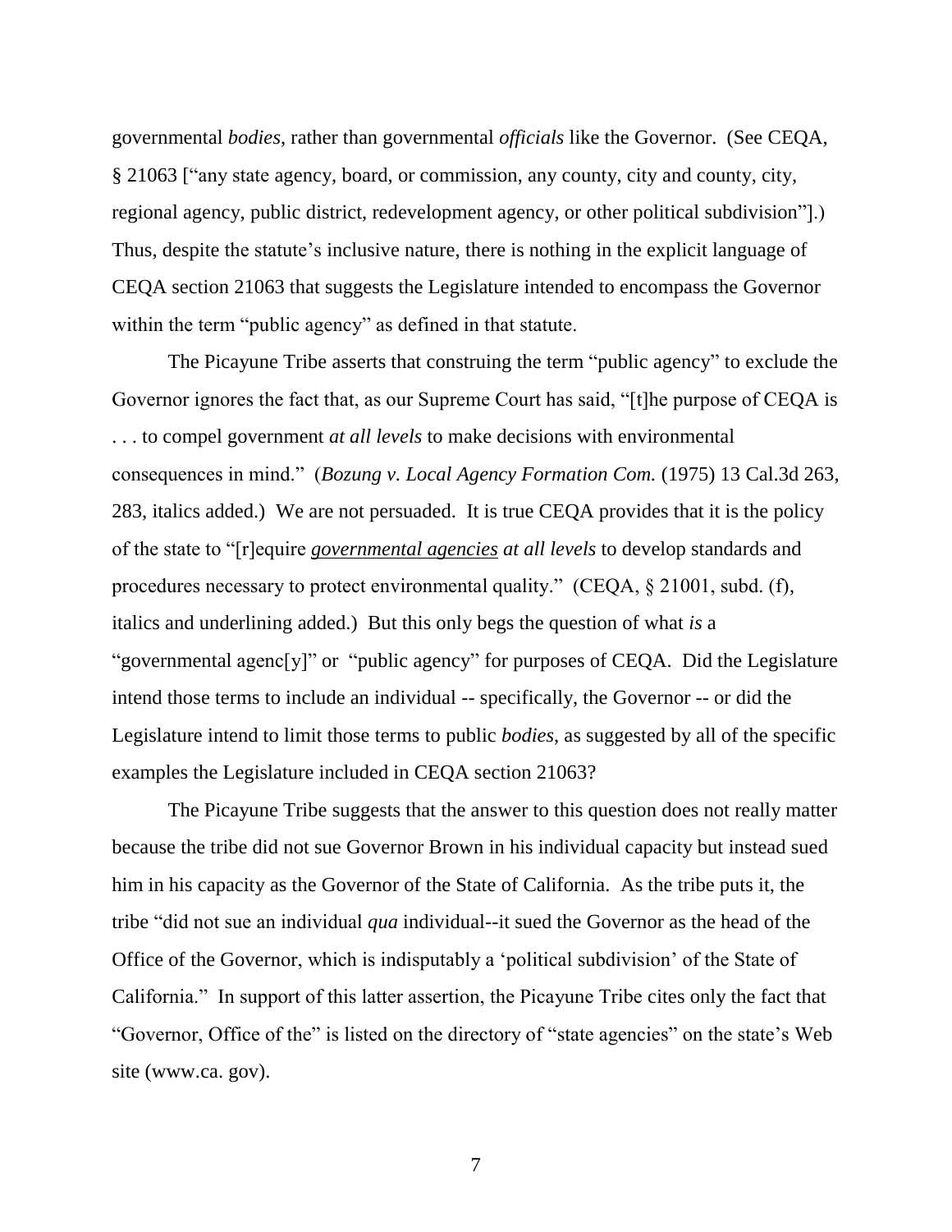governmental *bodies*, rather than governmental *officials* like the Governor. (See CEQA, § 21063 ["any state agency, board, or commission, any county, city and county, city, regional agency, public district, redevelopment agency, or other political subdivision"].) Thus, despite the statute's inclusive nature, there is nothing in the explicit language of CEQA section 21063 that suggests the Legislature intended to encompass the Governor within the term "public agency" as defined in that statute.

The Picayune Tribe asserts that construing the term "public agency" to exclude the Governor ignores the fact that, as our Supreme Court has said, "[t]he purpose of CEQA is . . . to compel government *at all levels* to make decisions with environmental consequences in mind." (*Bozung v. Local Agency Formation Com.* (1975) 13 Cal.3d 263, 283, italics added.) We are not persuaded. It is true CEQA provides that it is the policy of the state to "[r]equire ***<u>governmental agencies</u>*** *at all levels* to develop standards and procedures necessary to protect environmental quality." (CEQA, § 21001, subd. (f), italics and underlining added.) But this only begs the question of what *is* a "governmental agenc[y]" or "public agency" for purposes of CEQA. Did the Legislature intend those terms to include an individual -- specifically, the Governor -- or did the Legislature intend to limit those terms to public *bodies*, as suggested by all of the specific examples the Legislature included in CEQA section 21063?

The Picayune Tribe suggests that the answer to this question does not really matter because the tribe did not sue Governor Brown in his individual capacity but instead sued him in his capacity as the Governor of the State of California. As the tribe puts it, the tribe "did not sue an individual *qua* individual--it sued the Governor as the head of the Office of the Governor, which is indisputably a 'political subdivision' of the State of California." In support of this latter assertion, the Picayune Tribe cites only the fact that "Governor, Office of the" is listed on the directory of "state agencies" on the state's Web site (www.ca. gov).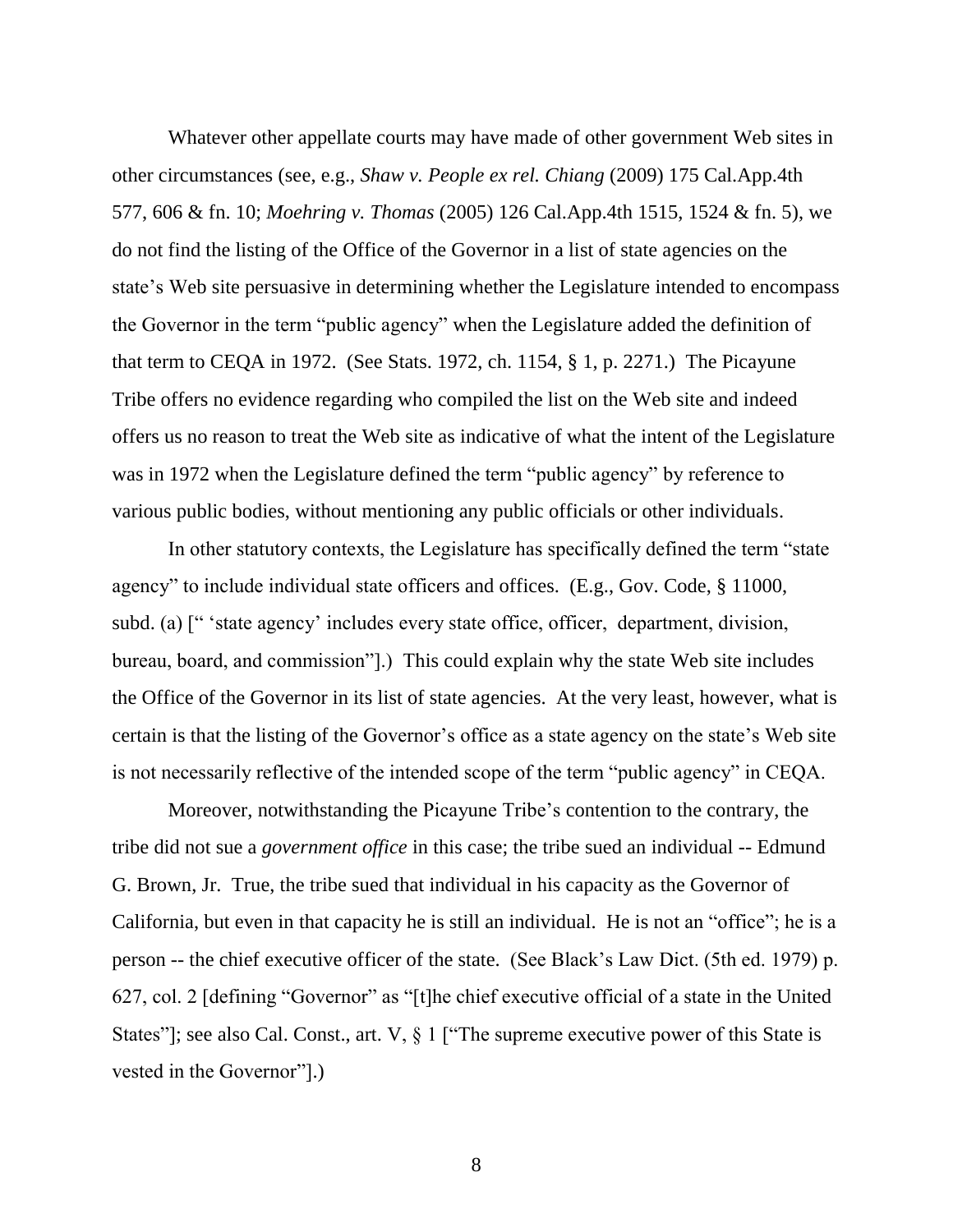Whatever other appellate courts may have made of other government Web sites in other circumstances (see, e.g., *Shaw v. People ex rel. Chiang* (2009) 175 Cal.App.4th 577, 606 & fn. 10; *Moehring v. Thomas* (2005) 126 Cal.App.4th 1515, 1524 & fn. 5), we do not find the listing of the Office of the Governor in a list of state agencies on the state's Web site persuasive in determining whether the Legislature intended to encompass the Governor in the term "public agency" when the Legislature added the definition of that term to CEQA in 1972. (See Stats. 1972, ch. 1154, § 1, p. 2271.) The Picayune Tribe offers no evidence regarding who compiled the list on the Web site and indeed offers us no reason to treat the Web site as indicative of what the intent of the Legislature was in 1972 when the Legislature defined the term "public agency" by reference to various public bodies, without mentioning any public officials or other individuals.

In other statutory contexts, the Legislature has specifically defined the term "state agency" to include individual state officers and offices. (E.g., Gov. Code, § 11000, subd. (a) [" 'state agency' includes every state office, officer, department, division, bureau, board, and commission"].) This could explain why the state Web site includes the Office of the Governor in its list of state agencies. At the very least, however, what is certain is that the listing of the Governor's office as a state agency on the state's Web site is not necessarily reflective of the intended scope of the term "public agency" in CEQA.

Moreover, notwithstanding the Picayune Tribe's contention to the contrary, the tribe did not sue a *government office* in this case; the tribe sued an individual -- Edmund G. Brown, Jr. True, the tribe sued that individual in his capacity as the Governor of California, but even in that capacity he is still an individual. He is not an "office"; he is a person -- the chief executive officer of the state. (See Black's Law Dict. (5th ed. 1979) p. 627, col. 2 [defining "Governor" as "[t]he chief executive official of a state in the United States"]; see also Cal. Const., art. V, § 1 ["The supreme executive power of this State is vested in the Governor"].)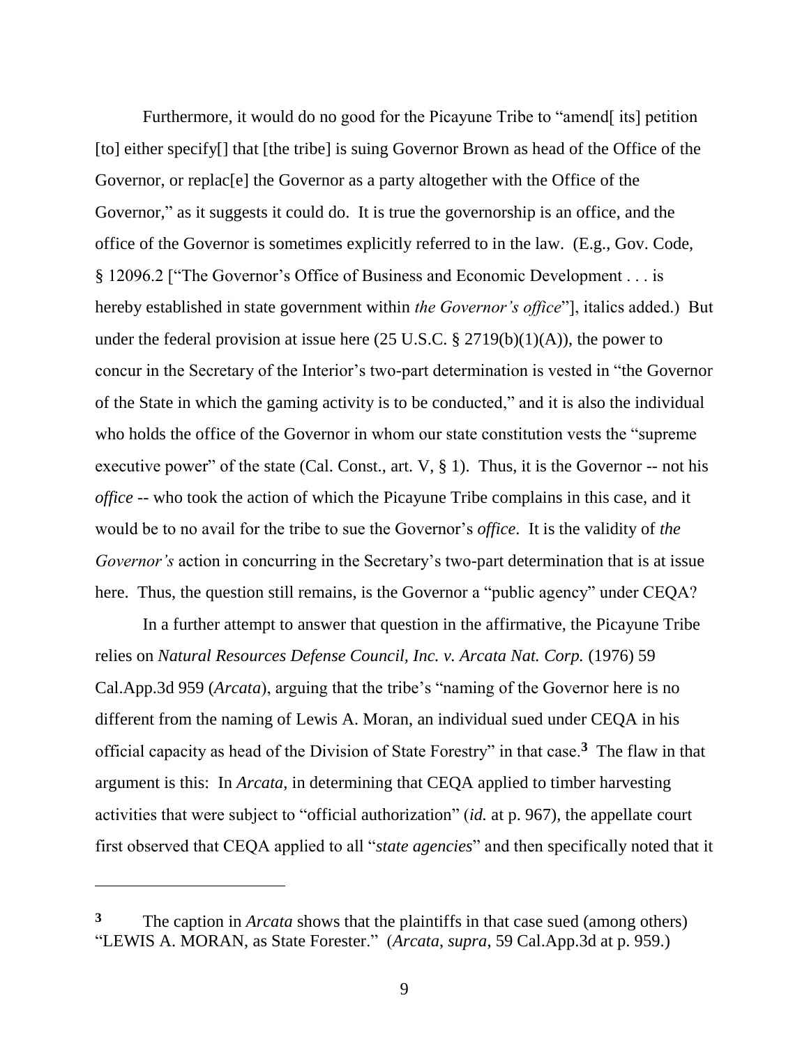Furthermore, it would do no good for the Picayune Tribe to "amend[ its] petition [to] either specify[] that [the tribe] is suing Governor Brown as head of the Office of the Governor, or replac[e] the Governor as a party altogether with the Office of the Governor," as it suggests it could do. It is true the governorship is an office, and the office of the Governor is sometimes explicitly referred to in the law. (E.g., Gov. Code, § 12096.2 ["The Governor's Office of Business and Economic Development . . . is hereby established in state government within *the Governor's office*"], italics added.) But under the federal provision at issue here (25 U.S.C. § 2719(b)(1)(A)), the power to concur in the Secretary of the Interior's two-part determination is vested in "the Governor of the State in which the gaming activity is to be conducted," and it is also the individual who holds the office of the Governor in whom our state constitution vests the "supreme executive power" of the state (Cal. Const., art. V, § 1). Thus, it is the Governor -- not his *office* -- who took the action of which the Picayune Tribe complains in this case, and it would be to no avail for the tribe to sue the Governor's *office*. It is the validity of *the Governor's* action in concurring in the Secretary's two-part determination that is at issue here. Thus, the question still remains, is the Governor a "public agency" under CEQA?

In a further attempt to answer that question in the affirmative, the Picayune Tribe relies on *Natural Resources Defense Council, Inc. v. Arcata Nat. Corp.* (1976) 59 Cal.App.3d 959 (*Arcata*), arguing that the tribe's "naming of the Governor here is no different from the naming of Lewis A. Moran, an individual sued under CEQA in his official capacity as head of the Division of State Forestry" in that case.[3] The flaw in that argument is this: In *Arcata*, in determining that CEQA applied to timber harvesting activities that were subject to "official authorization" (*id.* at p. 967), the appellate court first observed that CEQA applied to all "*state agencies*" and then specifically noted that it

---

[3] The caption in *Arcata* shows that the plaintiffs in that case sued (among others) "LEWIS A. MORAN, as State Forester." (*Arcata*, *supra*, 59 Cal.App.3d at p. 959.)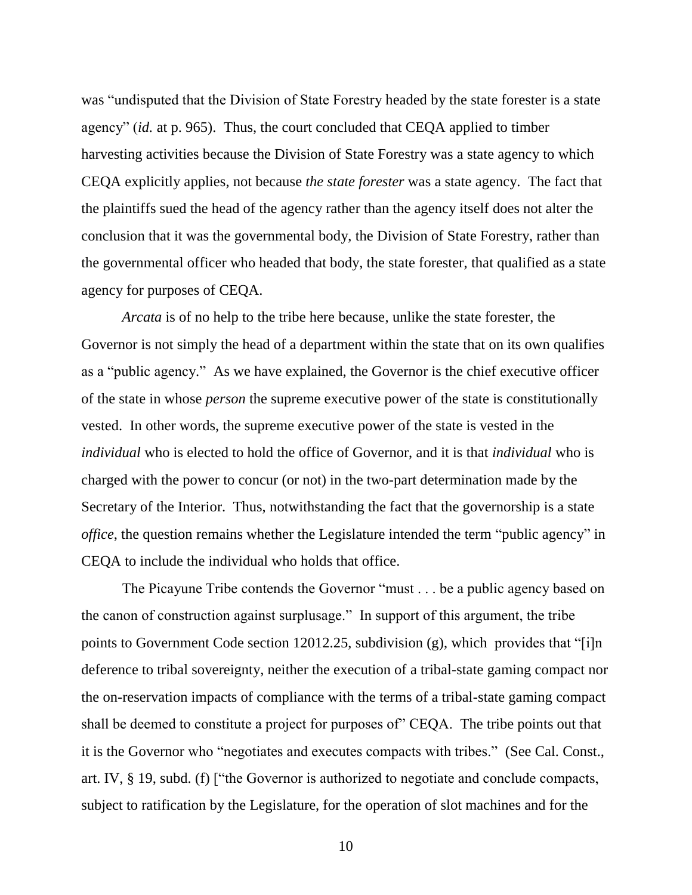was "undisputed that the Division of State Forestry headed by the state forester is a state agency" (*id.* at p. 965). Thus, the court concluded that CEQA applied to timber harvesting activities because the Division of State Forestry was a state agency to which CEQA explicitly applies, not because *the state forester* was a state agency. The fact that the plaintiffs sued the head of the agency rather than the agency itself does not alter the conclusion that it was the governmental body, the Division of State Forestry, rather than the governmental officer who headed that body, the state forester, that qualified as a state agency for purposes of CEQA.

*Arcata* is of no help to the tribe here because, unlike the state forester, the Governor is not simply the head of a department within the state that on its own qualifies as a "public agency." As we have explained, the Governor is the chief executive officer of the state in whose *person* the supreme executive power of the state is constitutionally vested. In other words, the supreme executive power of the state is vested in the *individual* who is elected to hold the office of Governor, and it is that *individual* who is charged with the power to concur (or not) in the two-part determination made by the Secretary of the Interior. Thus, notwithstanding the fact that the governorship is a state *office*, the question remains whether the Legislature intended the term "public agency" in CEQA to include the individual who holds that office.

The Picayune Tribe contends the Governor "must . . . be a public agency based on the canon of construction against surplusage." In support of this argument, the tribe points to Government Code section 12012.25, subdivision (g), which provides that "[i]n deference to tribal sovereignty, neither the execution of a tribal-state gaming compact nor the on-reservation impacts of compliance with the terms of a tribal-state gaming compact shall be deemed to constitute a project for purposes of" CEQA. The tribe points out that it is the Governor who "negotiates and executes compacts with tribes." (See Cal. Const., art. IV, § 19, subd. (f) ["the Governor is authorized to negotiate and conclude compacts, subject to ratification by the Legislature, for the operation of slot machines and for the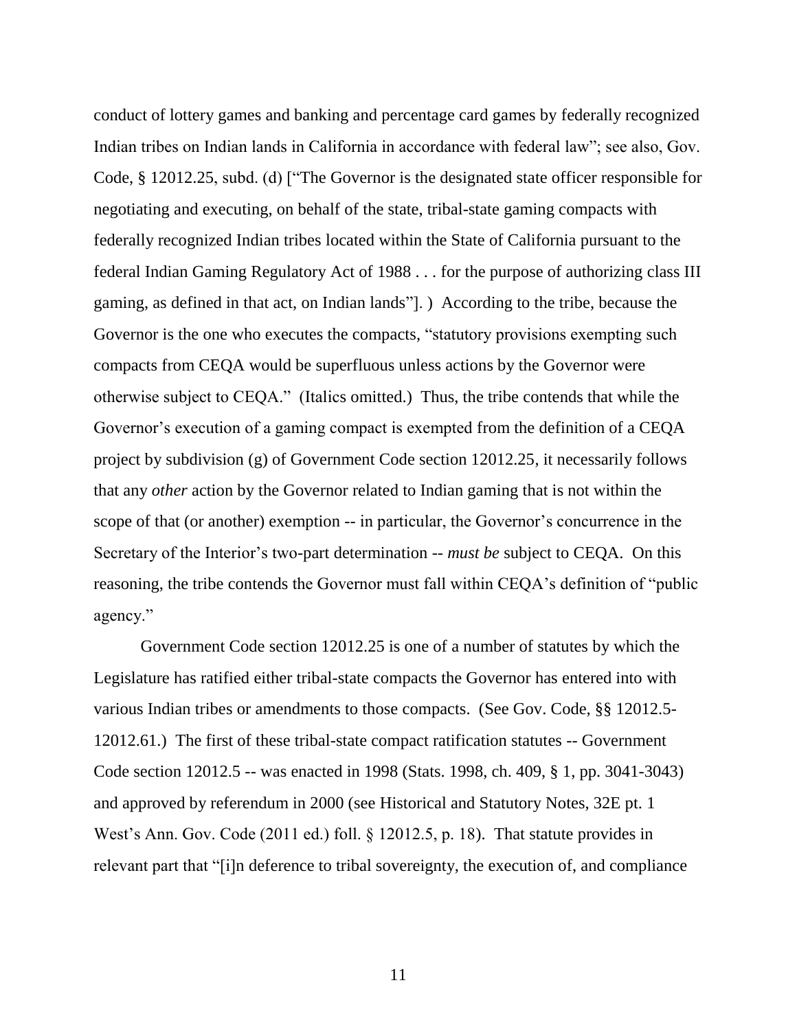conduct of lottery games and banking and percentage card games by federally recognized Indian tribes on Indian lands in California in accordance with federal law"; see also, Gov. Code, § 12012.25, subd. (d) ["The Governor is the designated state officer responsible for negotiating and executing, on behalf of the state, tribal-state gaming compacts with federally recognized Indian tribes located within the State of California pursuant to the federal Indian Gaming Regulatory Act of 1988 . . . for the purpose of authorizing class III gaming, as defined in that act, on Indian lands"]. ) According to the tribe, because the Governor is the one who executes the compacts, "statutory provisions exempting such compacts from CEQA would be superfluous unless actions by the Governor were otherwise subject to CEQA." (Italics omitted.) Thus, the tribe contends that while the Governor's execution of a gaming compact is exempted from the definition of a CEQA project by subdivision (g) of Government Code section 12012.25, it necessarily follows that any *other* action by the Governor related to Indian gaming that is not within the scope of that (or another) exemption -- in particular, the Governor's concurrence in the Secretary of the Interior's two-part determination -- *must be* subject to CEQA. On this reasoning, the tribe contends the Governor must fall within CEQA's definition of "public agency."

Government Code section 12012.25 is one of a number of statutes by which the Legislature has ratified either tribal-state compacts the Governor has entered into with various Indian tribes or amendments to those compacts. (See Gov. Code, §§ 12012.5-12012.61.) The first of these tribal-state compact ratification statutes -- Government Code section 12012.5 -- was enacted in 1998 (Stats. 1998, ch. 409, § 1, pp. 3041-3043) and approved by referendum in 2000 (see Historical and Statutory Notes, 32E pt. 1 West's Ann. Gov. Code (2011 ed.) foll. § 12012.5, p. 18). That statute provides in relevant part that "[i]n deference to tribal sovereignty, the execution of, and compliance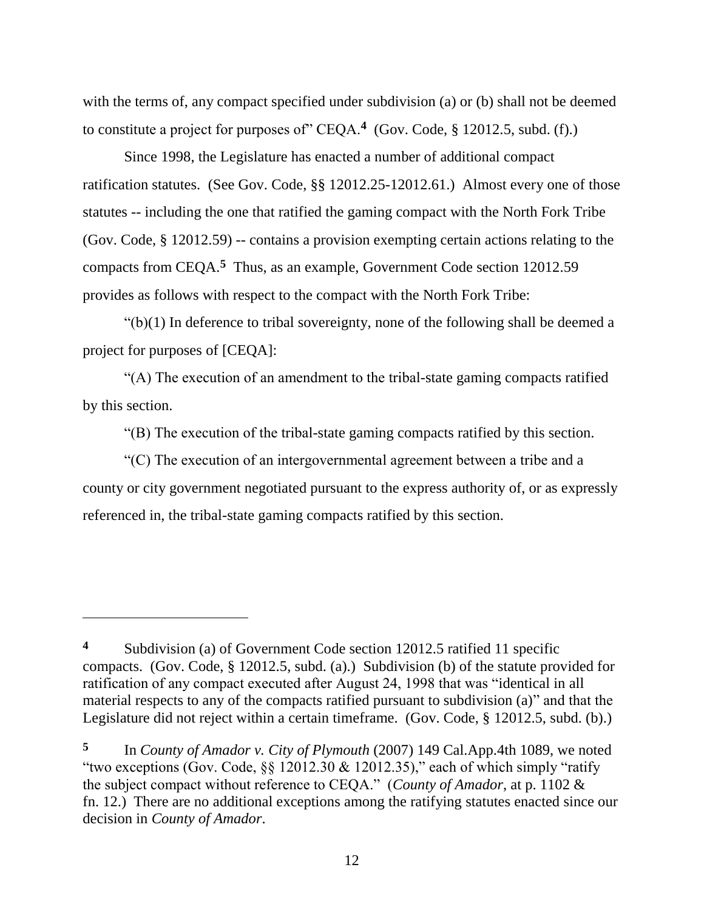with the terms of, any compact specified under subdivision (a) or (b) shall not be deemed to constitute a project for purposes of" CEQA.[4] (Gov. Code, § 12012.5, subd. (f).)

Since 1998, the Legislature has enacted a number of additional compact ratification statutes. (See Gov. Code, §§ 12012.25-12012.61.) Almost every one of those statutes -- including the one that ratified the gaming compact with the North Fork Tribe (Gov. Code, § 12012.59) -- contains a provision exempting certain actions relating to the compacts from CEQA.[5] Thus, as an example, Government Code section 12012.59 provides as follows with respect to the compact with the North Fork Tribe:

"(b)(1) In deference to tribal sovereignty, none of the following shall be deemed a project for purposes of [CEQA]:

"(A) The execution of an amendment to the tribal-state gaming compacts ratified by this section.

"(B) The execution of the tribal-state gaming compacts ratified by this section.

"(C) The execution of an intergovernmental agreement between a tribe and a county or city government negotiated pursuant to the express authority of, or as expressly referenced in, the tribal-state gaming compacts ratified by this section.

---

[4] Subdivision (a) of Government Code section 12012.5 ratified 11 specific compacts. (Gov. Code, § 12012.5, subd. (a).) Subdivision (b) of the statute provided for ratification of any compact executed after August 24, 1998 that was "identical in all material respects to any of the compacts ratified pursuant to subdivision (a)" and that the Legislature did not reject within a certain timeframe. (Gov. Code, § 12012.5, subd. (b).)

[5] In *County of Amador v. City of Plymouth* (2007) 149 Cal.App.4th 1089, we noted "two exceptions (Gov. Code, §§ 12012.30 & 12012.35)," each of which simply "ratify the subject compact without reference to CEQA." (*County of Amador*, at p. 1102 & fn. 12.) There are no additional exceptions among the ratifying statutes enacted since our decision in *County of Amador*.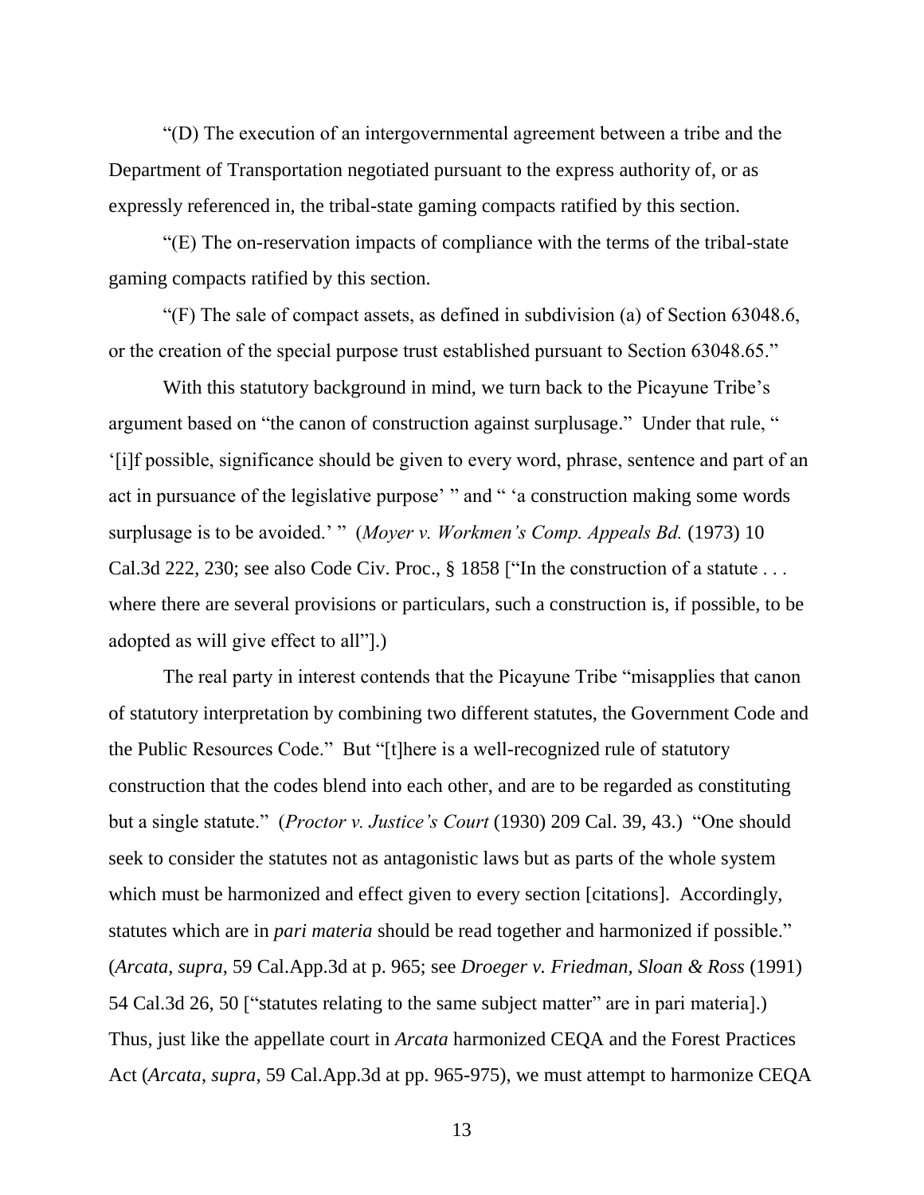"(D) The execution of an intergovernmental agreement between a tribe and the Department of Transportation negotiated pursuant to the express authority of, or as expressly referenced in, the tribal-state gaming compacts ratified by this section.

"(E) The on-reservation impacts of compliance with the terms of the tribal-state gaming compacts ratified by this section.

"(F) The sale of compact assets, as defined in subdivision (a) of Section 63048.6, or the creation of the special purpose trust established pursuant to Section 63048.65."

With this statutory background in mind, we turn back to the Picayune Tribe's argument based on "the canon of construction against surplusage." Under that rule, " '[i]f possible, significance should be given to every word, phrase, sentence and part of an act in pursuance of the legislative purpose' " and " 'a construction making some words surplusage is to be avoided.' " (*Moyer v. Workmen's Comp. Appeals Bd.* (1973) 10 Cal.3d 222, 230; see also Code Civ. Proc., § 1858 ["In the construction of a statute . . . where there are several provisions or particulars, such a construction is, if possible, to be adopted as will give effect to all"].)

The real party in interest contends that the Picayune Tribe "misapplies that canon of statutory interpretation by combining two different statutes, the Government Code and the Public Resources Code." But "[t]here is a well-recognized rule of statutory construction that the codes blend into each other, and are to be regarded as constituting but a single statute." (*Proctor v. Justice's Court* (1930) 209 Cal. 39, 43.) "One should seek to consider the statutes not as antagonistic laws but as parts of the whole system which must be harmonized and effect given to every section [citations]. Accordingly, statutes which are in *pari materia* should be read together and harmonized if possible." (*Arcata*, *supra*, 59 Cal.App.3d at p. 965; see *Droeger v. Friedman, Sloan & Ross* (1991) 54 Cal.3d 26, 50 ["statutes relating to the same subject matter" are in pari materia].) Thus, just like the appellate court in *Arcata* harmonized CEQA and the Forest Practices Act (*Arcata*, *supra*, 59 Cal.App.3d at pp. 965-975), we must attempt to harmonize CEQA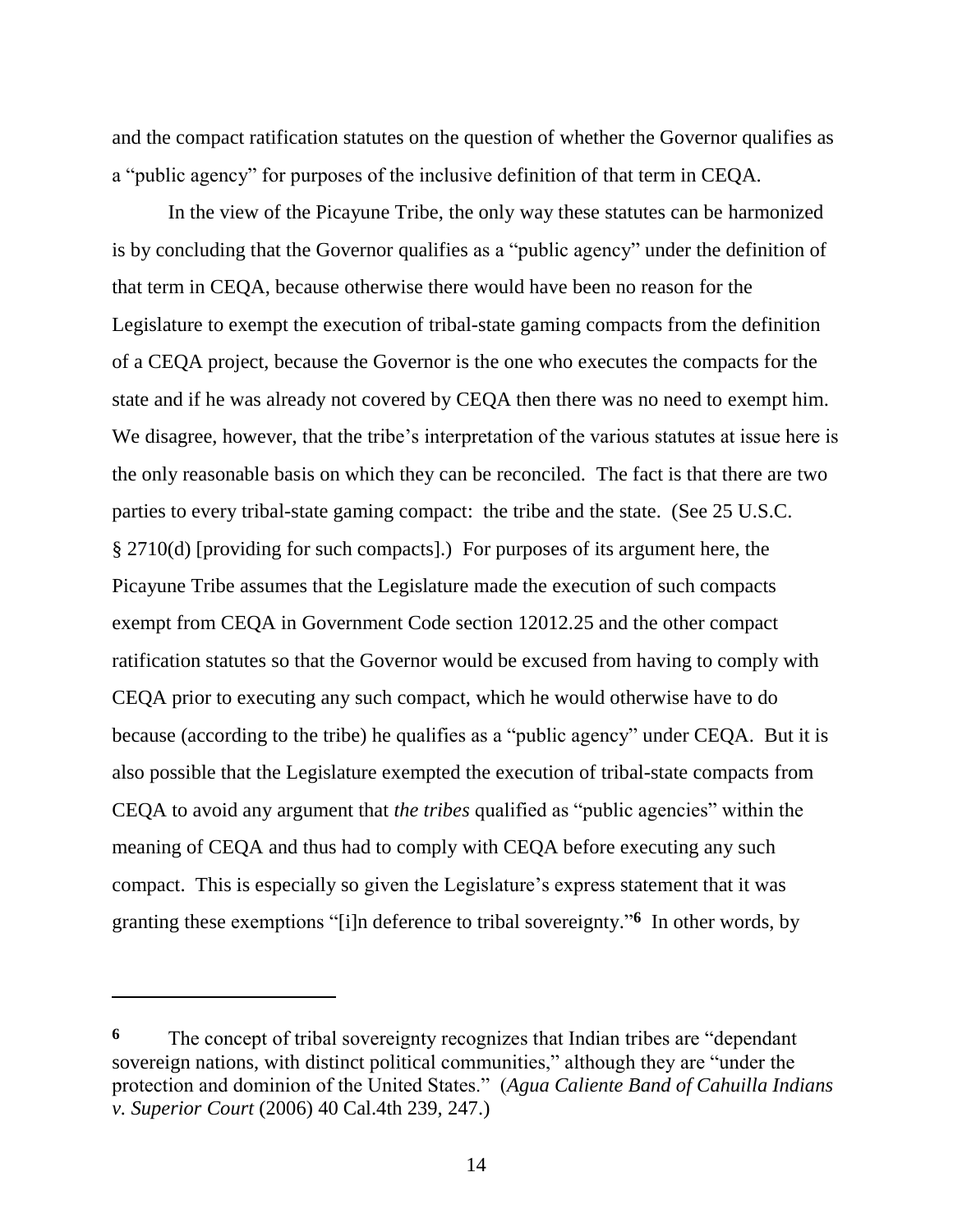and the compact ratification statutes on the question of whether the Governor qualifies as a "public agency" for purposes of the inclusive definition of that term in CEQA.

In the view of the Picayune Tribe, the only way these statutes can be harmonized is by concluding that the Governor qualifies as a "public agency" under the definition of that term in CEQA, because otherwise there would have been no reason for the Legislature to exempt the execution of tribal-state gaming compacts from the definition of a CEQA project, because the Governor is the one who executes the compacts for the state and if he was already not covered by CEQA then there was no need to exempt him. We disagree, however, that the tribe's interpretation of the various statutes at issue here is the only reasonable basis on which they can be reconciled. The fact is that there are two parties to every tribal-state gaming compact: the tribe and the state. (See 25 U.S.C. § 2710(d) [providing for such compacts].) For purposes of its argument here, the Picayune Tribe assumes that the Legislature made the execution of such compacts exempt from CEQA in Government Code section 12012.25 and the other compact ratification statutes so that the Governor would be excused from having to comply with CEQA prior to executing any such compact, which he would otherwise have to do because (according to the tribe) he qualifies as a "public agency" under CEQA. But it is also possible that the Legislature exempted the execution of tribal-state compacts from CEQA to avoid any argument that *the tribes* qualified as "public agencies" within the meaning of CEQA and thus had to comply with CEQA before executing any such compact. This is especially so given the Legislature's express statement that it was granting these exemptions "[i]n deference to tribal sovereignty."[6] In other words, by

---

[6] The concept of tribal sovereignty recognizes that Indian tribes are "dependant sovereign nations, with distinct political communities," although they are "under the protection and dominion of the United States." (*Agua Caliente Band of Cahuilla Indians v. Superior Court* (2006) 40 Cal.4th 239, 247.)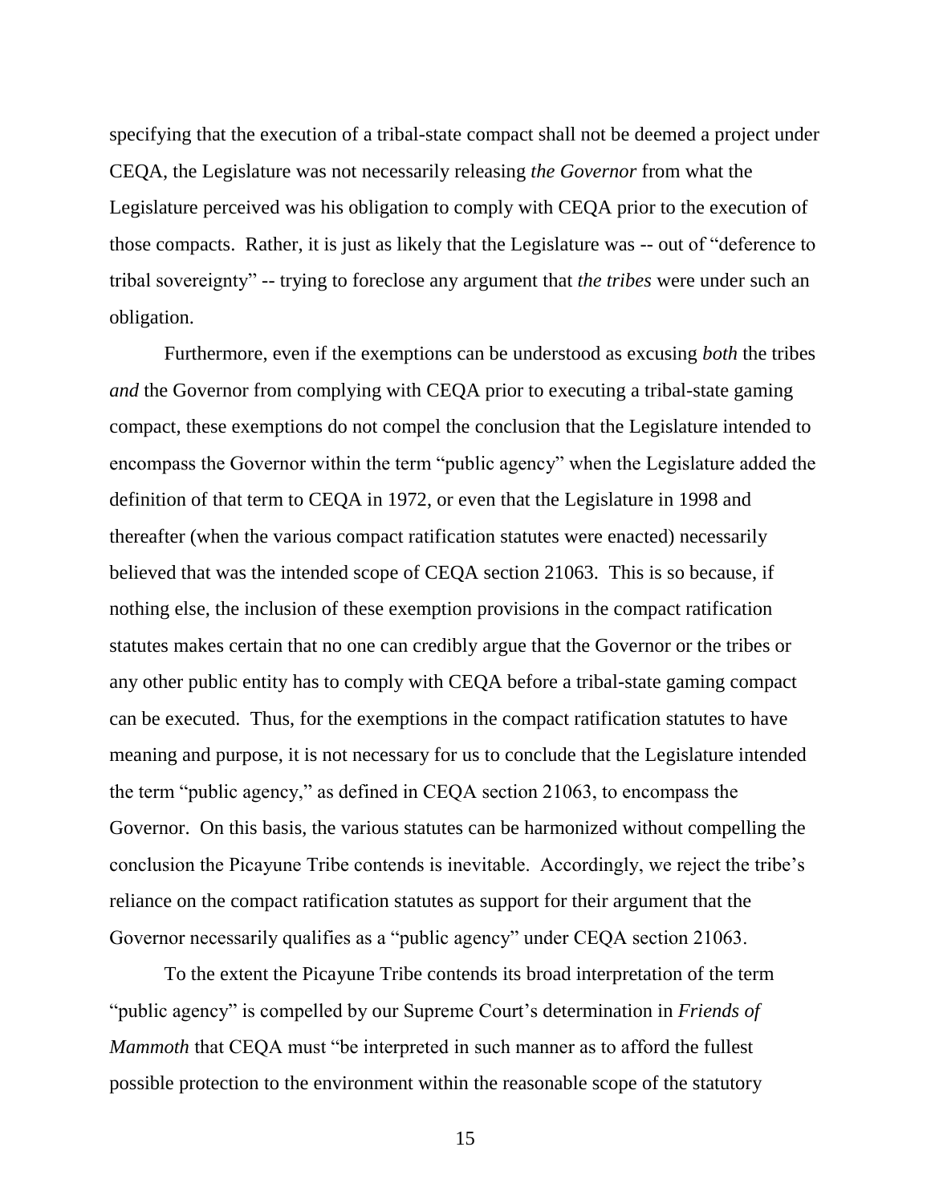specifying that the execution of a tribal-state compact shall not be deemed a project under CEQA, the Legislature was not necessarily releasing *the Governor* from what the Legislature perceived was his obligation to comply with CEQA prior to the execution of those compacts. Rather, it is just as likely that the Legislature was -- out of "deference to tribal sovereignty" -- trying to foreclose any argument that *the tribes* were under such an obligation.

Furthermore, even if the exemptions can be understood as excusing *both* the tribes *and* the Governor from complying with CEQA prior to executing a tribal-state gaming compact, these exemptions do not compel the conclusion that the Legislature intended to encompass the Governor within the term "public agency" when the Legislature added the definition of that term to CEQA in 1972, or even that the Legislature in 1998 and thereafter (when the various compact ratification statutes were enacted) necessarily believed that was the intended scope of CEQA section 21063. This is so because, if nothing else, the inclusion of these exemption provisions in the compact ratification statutes makes certain that no one can credibly argue that the Governor or the tribes or any other public entity has to comply with CEQA before a tribal-state gaming compact can be executed. Thus, for the exemptions in the compact ratification statutes to have meaning and purpose, it is not necessary for us to conclude that the Legislature intended the term "public agency," as defined in CEQA section 21063, to encompass the Governor. On this basis, the various statutes can be harmonized without compelling the conclusion the Picayune Tribe contends is inevitable. Accordingly, we reject the tribe's reliance on the compact ratification statutes as support for their argument that the Governor necessarily qualifies as a "public agency" under CEQA section 21063.

To the extent the Picayune Tribe contends its broad interpretation of the term "public agency" is compelled by our Supreme Court's determination in *Friends of Mammoth* that CEQA must "be interpreted in such manner as to afford the fullest possible protection to the environment within the reasonable scope of the statutory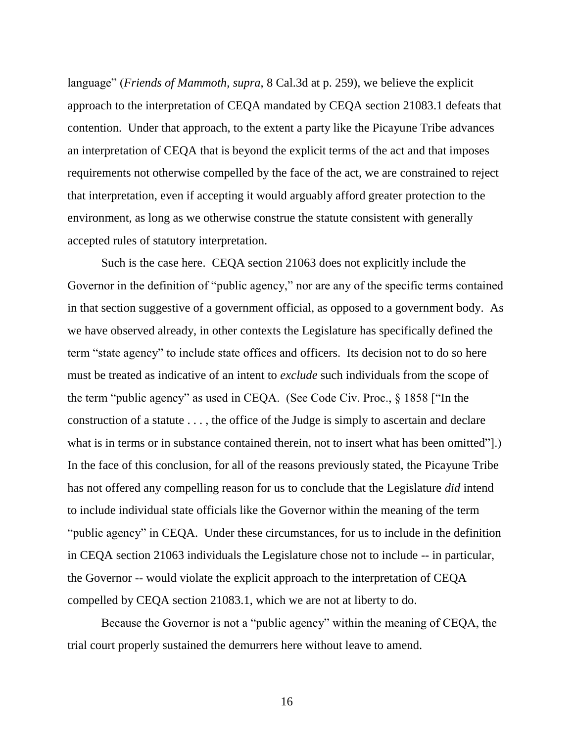language" (*Friends of Mammoth*, *supra*, 8 Cal.3d at p. 259), we believe the explicit approach to the interpretation of CEQA mandated by CEQA section 21083.1 defeats that contention. Under that approach, to the extent a party like the Picayune Tribe advances an interpretation of CEQA that is beyond the explicit terms of the act and that imposes requirements not otherwise compelled by the face of the act, we are constrained to reject that interpretation, even if accepting it would arguably afford greater protection to the environment, as long as we otherwise construe the statute consistent with generally accepted rules of statutory interpretation.

Such is the case here. CEQA section 21063 does not explicitly include the Governor in the definition of "public agency," nor are any of the specific terms contained in that section suggestive of a government official, as opposed to a government body. As we have observed already, in other contexts the Legislature has specifically defined the term "state agency" to include state offices and officers. Its decision not to do so here must be treated as indicative of an intent to *exclude* such individuals from the scope of the term "public agency" as used in CEQA. (See Code Civ. Proc., § 1858 ["In the construction of a statute . . . , the office of the Judge is simply to ascertain and declare what is in terms or in substance contained therein, not to insert what has been omitted"].) In the face of this conclusion, for all of the reasons previously stated, the Picayune Tribe has not offered any compelling reason for us to conclude that the Legislature *did* intend to include individual state officials like the Governor within the meaning of the term "public agency" in CEQA. Under these circumstances, for us to include in the definition in CEQA section 21063 individuals the Legislature chose not to include -- in particular, the Governor -- would violate the explicit approach to the interpretation of CEQA compelled by CEQA section 21083.1, which we are not at liberty to do.

Because the Governor is not a "public agency" within the meaning of CEQA, the trial court properly sustained the demurrers here without leave to amend.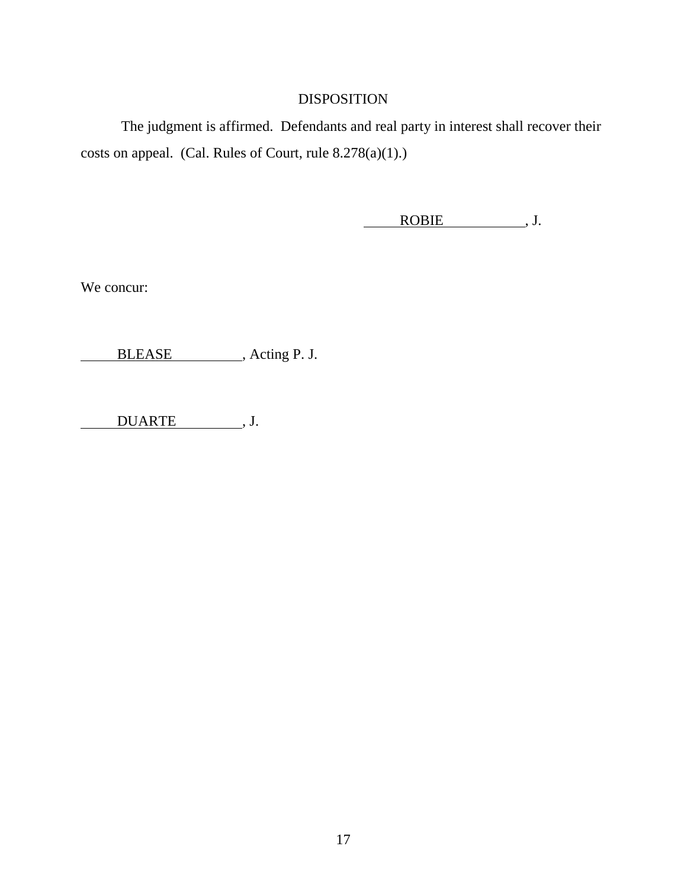DISPOSITION

The judgment is affirmed. Defendants and real party in interest shall recover their costs on appeal. (Cal. Rules of Court, rule 8.278(a)(1).)

ROBIE, J.

We concur:

BLEASE, Acting P. J.

DUARTE, J.